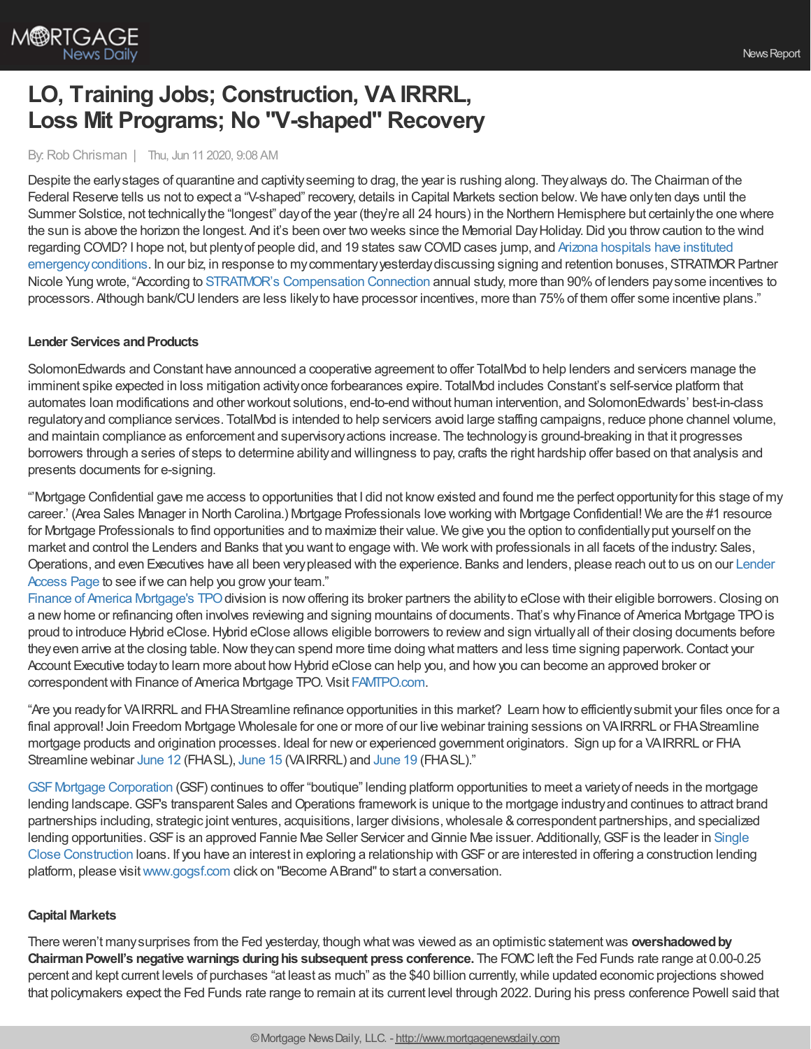# LO, Training Jobs; Construction, VA IRRRL, Loss Mit Programs; No "V-shaped" Recovery

By: Rob Chrisman | Thu, Jun 11 2020, 9:08 AM

Despite the early stages of quarantine and captivity seeming to drag, the year is rushing along. They always do. The Chairman of the Federal Reserve tells us not to expect a "V-shaped" recovery, details in Capital Markets section below. We have only ten days until the Summer Solstice, not technically the "longest" day of the year (they're all 24 hours) in the Northern Hemisphere but certainly the one where the sun is above the horizon the longest. And it's been over two weeks since the Memorial Day Holiday. Did you throw caution to the wind regarding COVID? I hope not, but plenty of people did, and 19 states saw COVID cases jump, and Arizona hospitals have instituted emergency conditions. In our biz, in response to my commentary yesterday discussing signing and retention bonuses, STRATMOR Partner Nicole Yung wrote, "According to STRATMOR's Compensation Connection annual study, more than 90% of lenders pay some incentives to processors. Although bank/CU lenders are less likely to have processor incentives, more than 75% of them offer some incentive plans."

### Lender Services and Products

SolomonEdwards and Constant have announced a cooperative agreement to offer TotalMod to help lenders and servicers manage the imminent spike expected in loss mitigation activity once forbearances expire. TotalMod includes Constant's self-service platform that automates loan modifications and other workout solutions, end-to-end without human intervention, and SolomonEdwards' best-in-class regulatory and compliance services. TotalMod is intended to help servicers avoid large staffing campaigns, reduce phone channel volume, and maintain compliance as enforcement and supervisory actions increase. The technology is ground-breaking in that it progresses borrowers through a series of steps to determine ability and willingness to pay, crafts the right hardship offer based on that analysis and presents documents for e-signing.

"'Mortgage Confidential gave me access to opportunities that I did not know existed and found me the perfect opportunity for this stage of my career.' (Area Sales Manager in North Carolina.) Mortgage Professionals love working with Mortgage Confidential! We are the #1 resource for Mortgage Professionals to find opportunities and to maximize their value. We give you the option to confidentially put yourself on the market and control the Lenders and Banks that you want to engage with. We work with professionals in all facets of the industry: Sales, Operations, and even Executives have all been very pleased with the experience. Banks and lenders, please reach out to us on our Lender Access Page to see if we can help you grow your team."

Finance of America Mortgage's TPO division is now offering its broker partners the ability to eClose with their eligible borrowers. Closing on a new home or refinancing often involves reviewing and signing mountains of documents. That's why Finance of America Mortgage TPO is proud to introduce Hybrid eClose. Hybrid eClose allows eligible borrowers to review and sign virtually all of their closing documents before they even arrive at the closing table. Now they can spend more time doing what matters and less time signing paperwork. Contact your Account Executive today to learn more about how Hybrid eClose can help you, and how you can become an approved broker or correspondent with Finance of America Mortgage TPO. Visit FAMTPO.com.

"Are you ready for VA IRRRL and FHA Streamline refinance opportunities in this market? Learn how to efficiently submit your files once for a final approval! Join Freedom Mortgage Wholesale for one or more of our live webinar training sessions on VA IRRRL or FHA Streamline mortgage products and origination processes. Ideal for new or experienced government originators. Sign up for a VA IRRRL or FHA Streamline webinar June 12 (FHA SL), June 15 (VA IRRRL) and June 19 (FHA SL)."

GSF Mortgage Corporation (GSF) continues to offer "boutique" lending platform opportunities to meet a variety of needs in the mortgage lending landscape. GSF's transparent Sales and Operations framework is unique to the mortgage industry and continues to attract brand partnerships including, strategic joint ventures, acquisitions, larger divisions, wholesale & correspondent partnerships, and specialized lending opportunities. GSF is an approved Fannie Mae Seller Servicer and Ginnie Mae issuer. Additionally, GSF is the leader in Single Close Construction loans. If you have an interest in exploring a relationship with GSF or are interested in offering a construction lending platform, please visit www.gogsf.com click on "Become A Brand" to start a conversation.

### Capital Markets

There weren't many surprises from the Fed yesterday, though what was viewed as an optimistic statement was **overshadowed by Chairman Powell's negative warnings during his subsequent press conference.** The FOMC left the Fed Funds rate range at 0.00-0.25 percent and kept current levels of purchases "at least as much" as the $40 billion currently, while updated economic projections showed that policymakers expect the Fed Funds rate range to remain at its current level through 2022. During his press conference Powell said that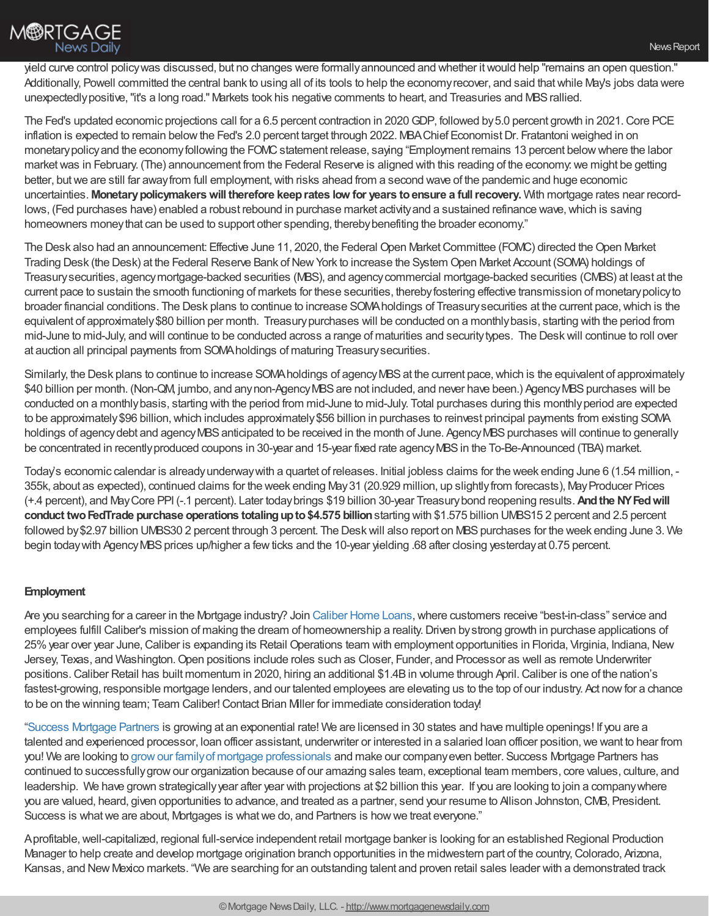yield curve control policy was discussed, but no changes were formally announced and whether it would help "remains an open question." Additionally, Powell committed the central bank to using all of its tools to help the economy recover, and said that while May's jobs data were unexpectedly positive, "it's a long road." Markets took his negative comments to heart, and Treasuries and MBS rallied.

The Fed's updated economic projections call for a 6.5 percent contraction in 2020 GDP, followed by 5.0 percent growth in 2021. Core PCE inflation is expected to remain below the Fed's 2.0 percent target through 2022. MBA Chief Economist Dr. Fratantoni weighed in on monetary policy and the economy following the FOMC statement release, saying "Employment remains 13 percent below where the labor market was in February. (The) announcement from the Federal Reserve is aligned with this reading of the economy: we might be getting better, but we are still far away from full employment, with risks ahead from a second wave of the pandemic and huge economic uncertainties. **Monetary policymakers will therefore keep rates low for years to ensure a full recovery.** With mortgage rates near record-lows, (Fed purchases have) enabled a robust rebound in purchase market activity and a sustained refinance wave, which is saving homeowners money that can be used to support other spending, thereby benefiting the broader economy."

The Desk also had an announcement: Effective June 11, 2020, the Federal Open Market Committee (FOMC) directed the Open Market Trading Desk (the Desk) at the Federal Reserve Bank of New York to increase the System Open Market Account (SOMA) holdings of Treasury securities, agency mortgage-backed securities (MBS), and agency commercial mortgage-backed securities (CMBS) at least at the current pace to sustain the smooth functioning of markets for these securities, thereby fostering effective transmission of monetary policy to broader financial conditions. The Desk plans to continue to increase SOMA holdings of Treasury securities at the current pace, which is the equivalent of approximately $80 billion per month. Treasury purchases will be conducted on a monthly basis, starting with the period from mid-June to mid-July, and will continue to be conducted across a range of maturities and security types. The Desk will continue to roll over at auction all principal payments from SOMA holdings of maturing Treasury securities.

Similarly, the Desk plans to continue to increase SOMA holdings of agency MBS at the current pace, which is the equivalent of approximately $40 billion per month. (Non-QM, jumbo, and any non-Agency MBS are not included, and never have been.) Agency MBS purchases will be conducted on a monthly basis, starting with the period from mid-June to mid-July. Total purchases during this monthly period are expected to be approximately $96 billion, which includes approximately $56 billion in purchases to reinvest principal payments from existing SOMA holdings of agency debt and agency MBS anticipated to be received in the month of June. Agency MBS purchases will continue to generally be concentrated in recently produced coupons in 30-year and 15-year fixed rate agency MBS in the To-Be-Announced (TBA) market.

Today's economic calendar is already underway with a quartet of releases. Initial jobless claims for the week ending June 6 (1.54 million, -355k, about as expected), continued claims for the week ending May 31 (20.929 million, up slightly from forecasts), May Producer Prices (+.4 percent), and May Core PPI (-.1 percent). Later today brings $19 billion 30-year Treasury bond reopening results. **And the NY Fed will conduct two FedTrade purchase operations totaling up to $4.575 billion** starting with $1.575 billion UMBS15 2 percent and 2.5 percent followed by $2.97 billion UMBS30 2 percent through 3 percent. The Desk will also report on MBS purchases for the week ending June 3. We begin today with Agency MBS prices up/higher a few ticks and the 10-year yielding .68 after closing yesterday at 0.75 percent.

**Employment**

Are you searching for a career in the Mortgage industry? Join Caliber Home Loans, where customers receive "best-in-class" service and employees fulfill Caliber's mission of making the dream of homeownership a reality. Driven by strong growth in purchase applications of 25% year over year June, Caliber is expanding its Retail Operations team with employment opportunities in Florida, Virginia, Indiana, New Jersey, Texas, and Washington. Open positions include roles such as Closer, Funder, and Processor as well as remote Underwriter positions. Caliber Retail has built momentum in 2020, hiring an additional $1.4B in volume through April. Caliber is one of the nation's fastest-growing, responsible mortgage lenders, and our talented employees are elevating us to the top of our industry. Act now for a chance to be on the winning team; Team Caliber! Contact Brian Miller for immediate consideration today!

"Success Mortgage Partners is growing at an exponential rate! We are licensed in 30 states and have multiple openings! If you are a talented and experienced processor, loan officer assistant, underwriter or interested in a salaried loan officer position, we want to hear from you! We are looking to grow our family of mortgage professionals and make our company even better. Success Mortgage Partners has continued to successfully grow our organization because of our amazing sales team, exceptional team members, core values, culture, and leadership. We have grown strategically year after year with projections at $2 billion this year. If you are looking to join a company where you are valued, heard, given opportunities to advance, and treated as a partner, send your resume to Allison Johnston, CMB, President. Success is what we are about, Mortgages is what we do, and Partners is how we treat everyone."

A profitable, well-capitalized, regional full-service independent retail mortgage banker is looking for an established Regional Production Manager to help create and develop mortgage origination branch opportunities in the midwestern part of the country, Colorado, Arizona, Kansas, and New Mexico markets. "We are searching for an outstanding talent and proven retail sales leader with a demonstrated track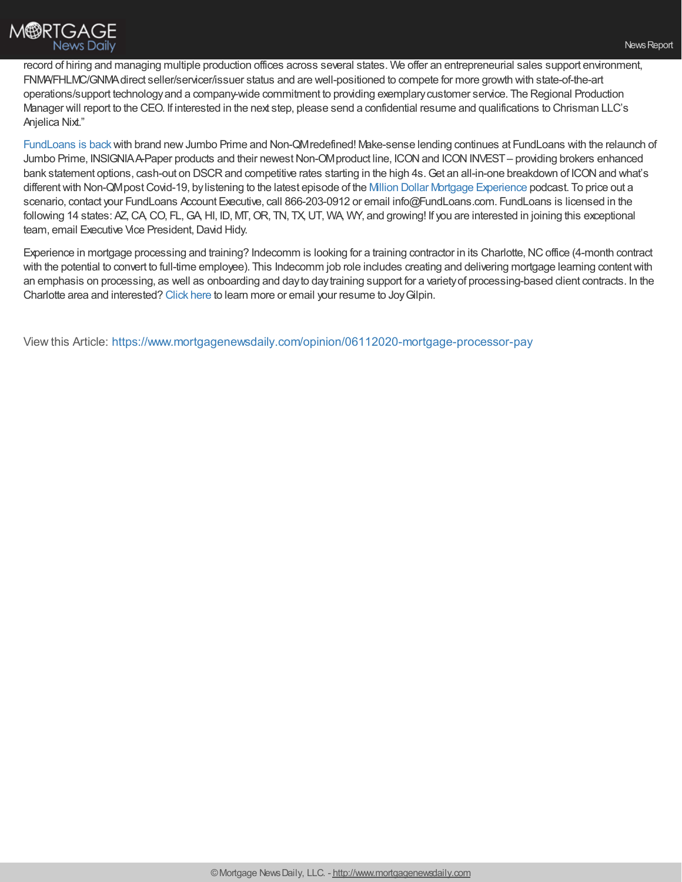record of hiring and managing multiple production offices across several states. We offer an entrepreneurial sales support environment, FNMA/FHLMC/GNMA direct seller/servicer/issuer status and are well-positioned to compete for more growth with state-of-the-art operations/support technology and a company-wide commitment to providing exemplary customer service. The Regional Production Manager will report to the CEO. If interested in the next step, please send a confidential resume and qualifications to Chrisman LLC's Anjelica Nixt."

FundLoans is back with brand new Jumbo Prime and Non-QM redefined! Make-sense lending continues at FundLoans with the relaunch of Jumbo Prime, INSIGNIA A-Paper products and their newest Non-OM product line, ICON and ICON INVEST – providing brokers enhanced bank statement options, cash-out on DSCR and competitive rates starting in the high 4s. Get an all-in-one breakdown of ICON and what's different with Non-QM post Covid-19, by listening to the latest episode of the Million Dollar Mortgage Experience podcast. To price out a scenario, contact your FundLoans Account Executive, call 866-203-0912 or email info@FundLoans.com. FundLoans is licensed in the following 14 states: AZ, CA, CO, FL, GA, HI, ID, MT, OR, TN, TX, UT, WA, WY, and growing! If you are interested in joining this exceptional team, email Executive Vice President, David Hidy.

Experience in mortgage processing and training? Indecomm is looking for a training contractor in its Charlotte, NC office (4-month contract with the potential to convert to full-time employee). This Indecomm job role includes creating and delivering mortgage learning content with an emphasis on processing, as well as onboarding and day to day training support for a variety of processing-based client contracts. In the Charlotte area and interested? Click here to learn more or email your resume to Joy Gilpin.

View this Article: https://www.mortgagenewsdaily.com/opinion/06112020-mortgage-processor-pay